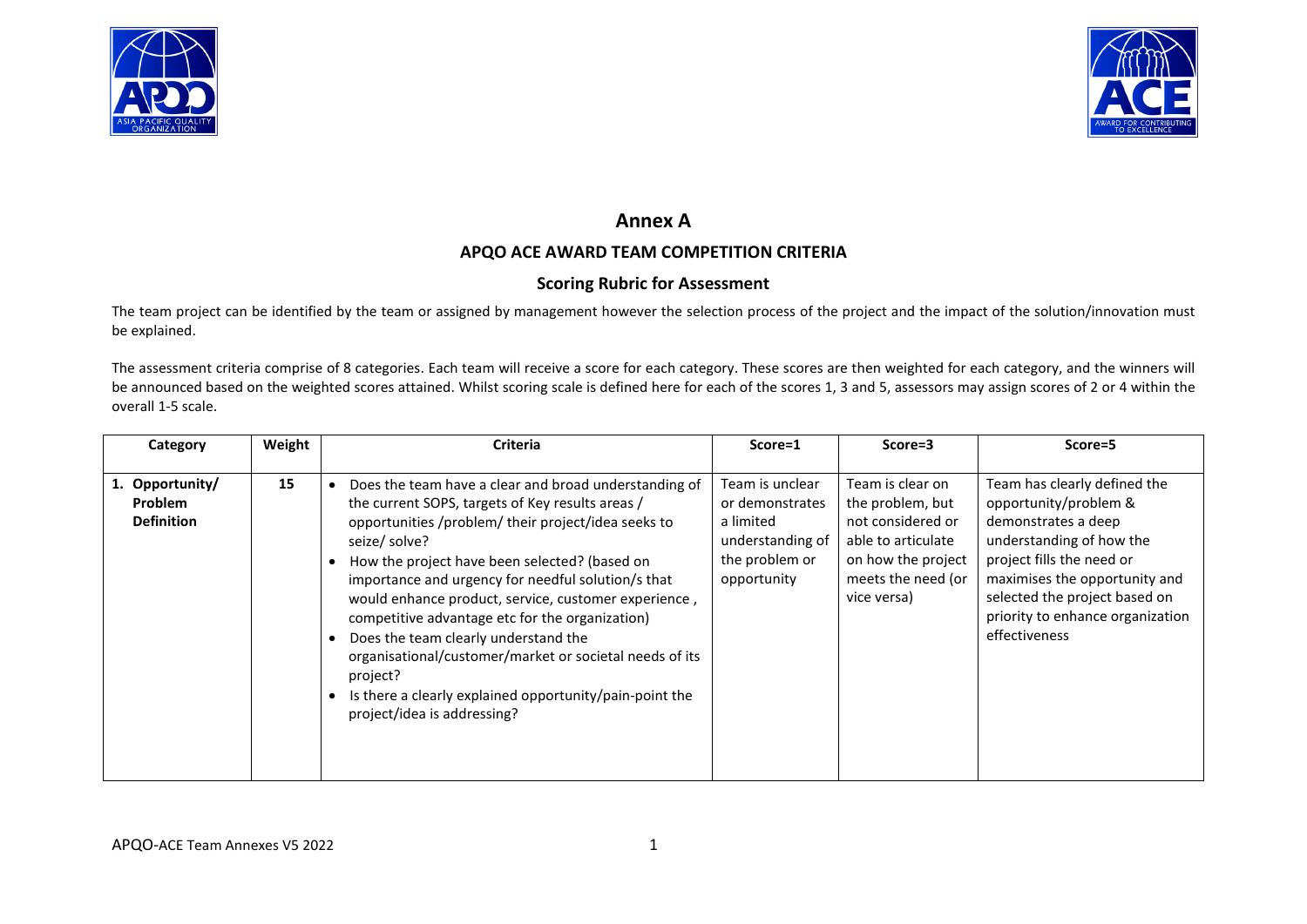# Annex A

## APQO ACE AWARD TEAM COMPETITION CRITERIA

### Scoring Rubric for Assessment

The team project can be identified by the team or assigned by management however the selection process of the project and the impact of the solution/innovation must be explained.

The assessment criteria comprise of 8 categories. Each team will receive a score for each category. These scores are then weighted for each category, and the winners will be announced based on the weighted scores attained. Whilst scoring scale is defined here for each of the scores 1, 3 and 5, assessors may assign scores of 2 or 4 within the overall 1-5 scale.

| Category | Weight | Criteria | Score=1 | Score=3 | Score=5 |
|---|---|---|---|---|---|
| **1. Opportunity/ Problem Definition** | **15** | • Does the team have a clear and broad understanding of the current SOPS, targets of Key results areas / opportunities /problem/ their project/idea seeks to seize/ solve?<br>• How the project have been selected? (based on importance and urgency for needful solution/s that would enhance product, service, customer experience , competitive advantage etc for the organization)<br>• Does the team clearly understand the organisational/customer/market or societal needs of its project?<br>• Is there a clearly explained opportunity/pain-point the project/idea is addressing? | Team is unclear or demonstrates a limited understanding of the problem or opportunity | Team is clear on the problem, but not considered or able to articulate on how the project meets the need (or vice versa) | Team has clearly defined the opportunity/problem & demonstrates a deep understanding of how the project fills the need or maximises the opportunity and selected the project based on priority to enhance organization effectiveness |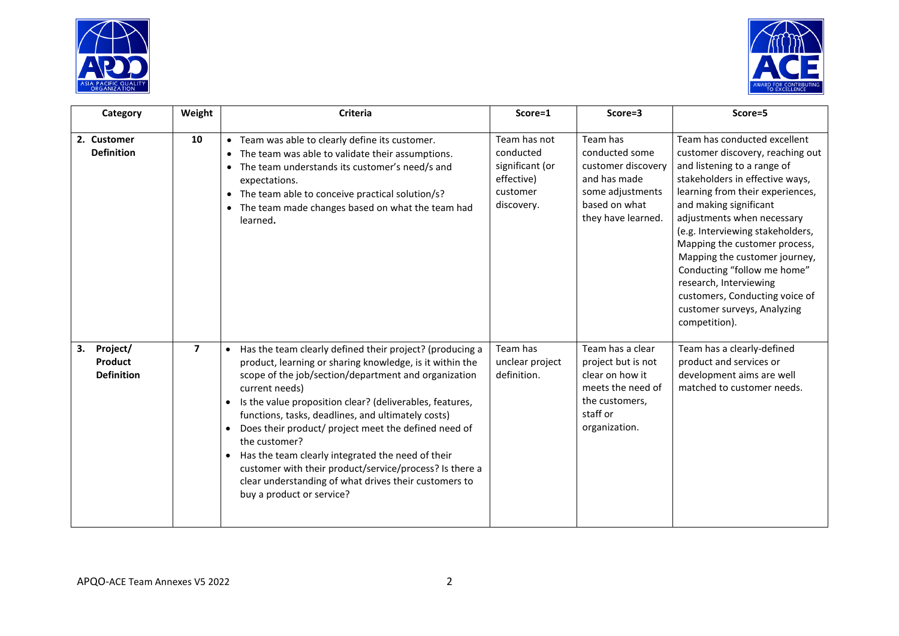| Category | Weight | Criteria | Score=1 | Score=3 | Score=5 |
|---|---|---|---|---|---|
| **2. Customer Definition** | **10** | • Team was able to clearly define its customer.<br>• The team was able to validate their assumptions.<br>• The team understands its customer's need/s and expectations.<br>• The team able to conceive practical solution/s?<br>• The team made changes based on what the team had learned**.** | Team has not conducted significant (or effective) customer discovery. | Team has conducted some customer discovery and has made some adjustments based on what they have learned. | Team has conducted excellent customer discovery, reaching out and listening to a range of stakeholders in effective ways, learning from their experiences, and making significant adjustments when necessary (e.g. Interviewing stakeholders, Mapping the customer process, Mapping the customer journey, Conducting "follow me home" research, Interviewing customers, Conducting voice of customer surveys, Analyzing competition). |
| **3. Project/ Product Definition** | **7** | • Has the team clearly defined their project? (producing a product, learning or sharing knowledge, is it within the scope of the job/section/department and organization current needs)<br>• Is the value proposition clear? (deliverables, features, functions, tasks, deadlines, and ultimately costs)<br>• Does their product/ project meet the defined need of the customer?<br>• Has the team clearly integrated the need of their customer with their product/service/process? Is there a clear understanding of what drives their customers to buy a product or service? | Team has unclear project definition. | Team has a clear project but is not clear on how it meets the need of the customers, staff or organization. | Team has a clearly-defined product and services or development aims are well matched to customer needs. |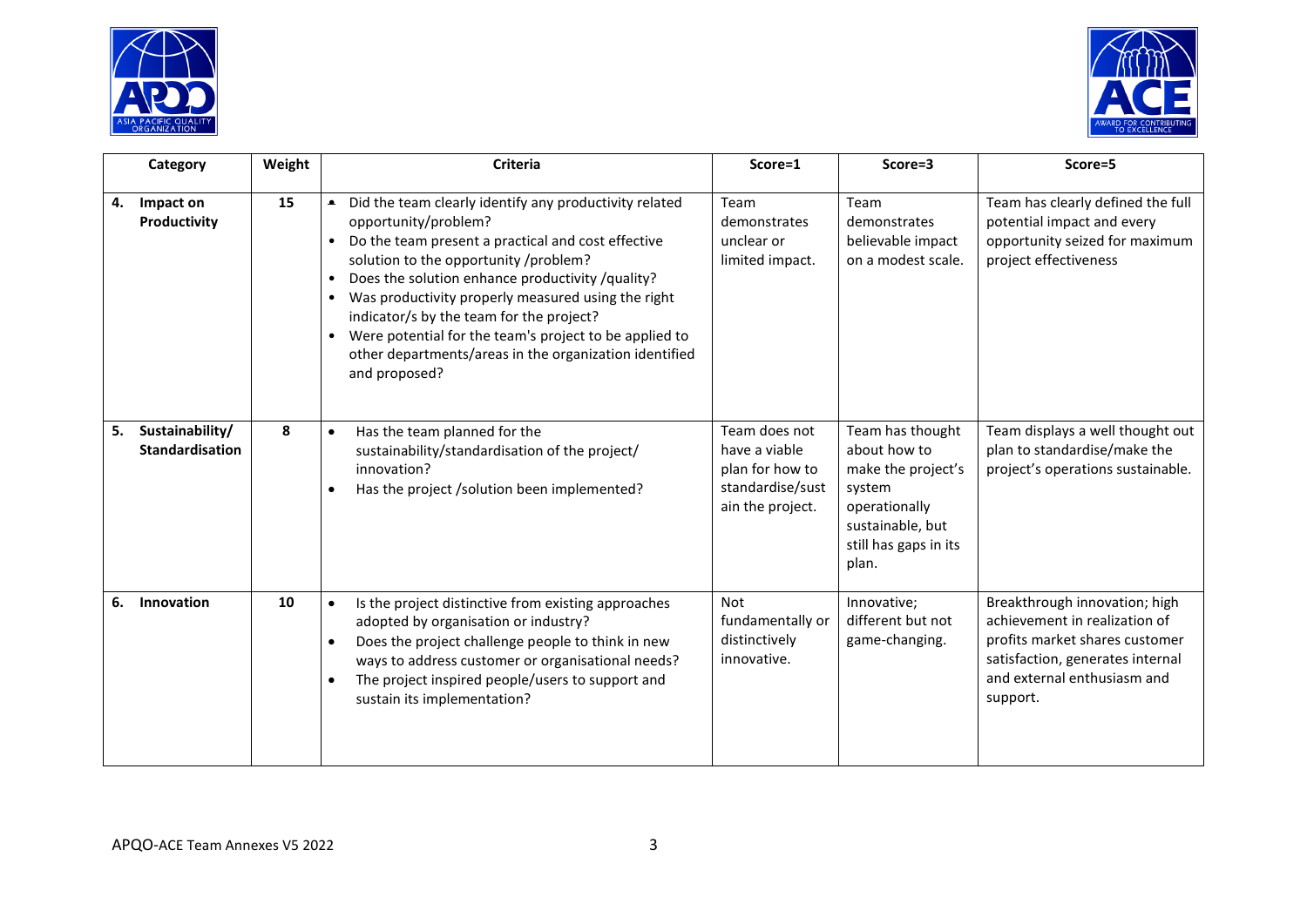| Category | Weight | Criteria | Score=1 | Score=3 | Score=5 |
|---|---|---|---|---|---|
| 4. **Impact on Productivity** | 15 | • Did the team clearly identify any productivity related opportunity/problem?<br>• Do the team present a practical and cost effective solution to the opportunity /problem?<br>• Does the solution enhance productivity /quality?<br>• Was productivity properly measured using the right indicator/s by the team for the project?<br>• Were potential for the team's project to be applied to other departments/areas in the organization identified and proposed? | Team demonstrates unclear or limited impact. | Team demonstrates believable impact on a modest scale. | Team has clearly defined the full potential impact and every opportunity seized for maximum project effectiveness |
| 5. **Sustainability/ Standardisation** | 8 | • Has the team planned for the sustainability/standardisation of the project/ innovation?<br>• Has the project /solution been implemented? | Team does not have a viable plan for how to standardise/sustain the project. | Team has thought about how to make the project's system operationally sustainable, but still has gaps in its plan. | Team displays a well thought out plan to standardise/make the project's operations sustainable. |
| 6. **Innovation** | 10 | • Is the project distinctive from existing approaches adopted by organisation or industry?<br>• Does the project challenge people to think in new ways to address customer or organisational needs?<br>• The project inspired people/users to support and sustain its implementation? | Not fundamentally or distinctively innovative. | Innovative; different but not game-changing. | Breakthrough innovation; high achievement in realization of profits market shares customer satisfaction, generates internal and external enthusiasm and support. |

APQO-ACE Team Annexes V5 2022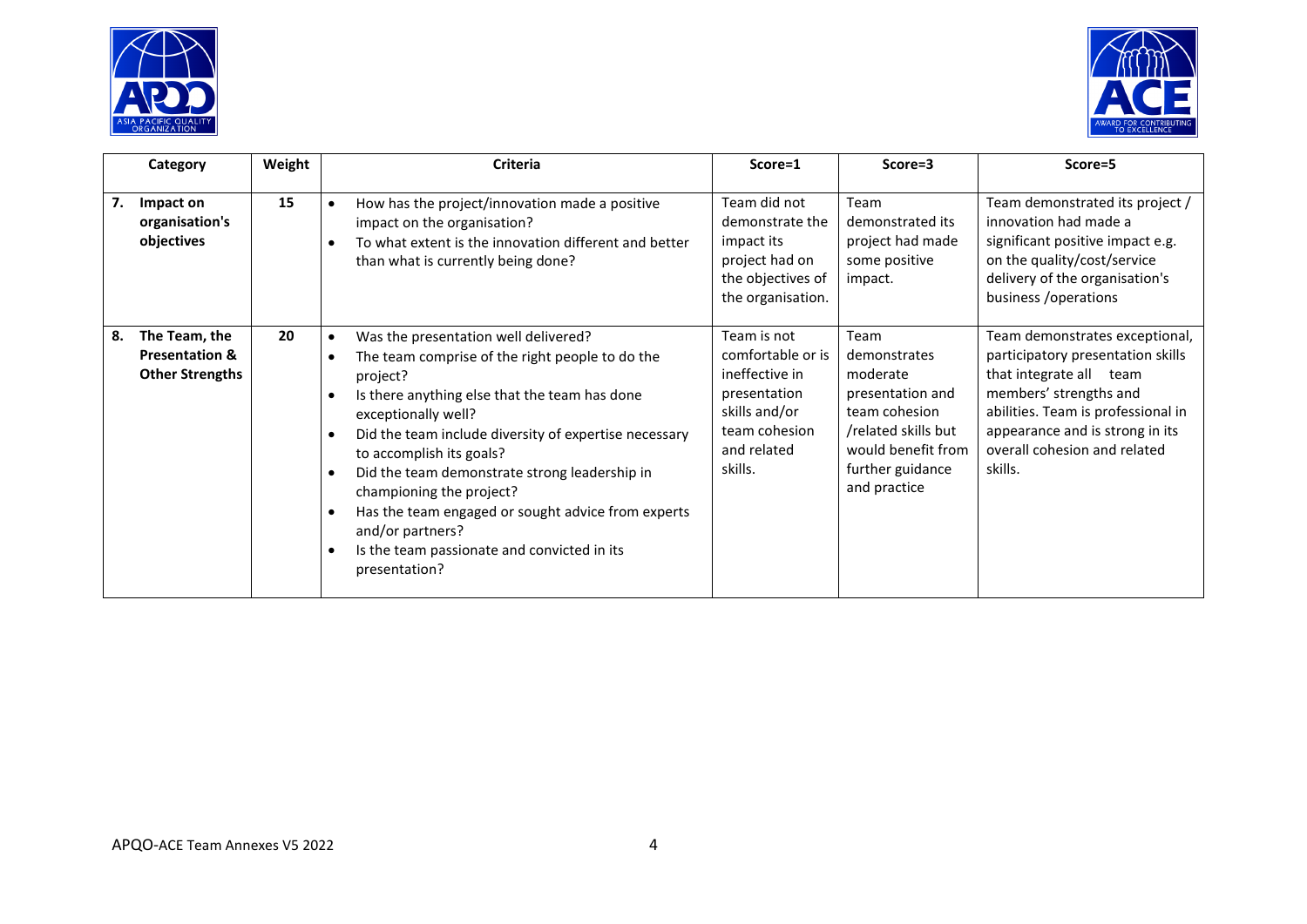| Category | Weight | Criteria | Score=1 | Score=3 | Score=5 |
|---|---|---|---|---|---|
| **7. Impact on organisation's objectives** | **15** | • How has the project/innovation made a positive impact on the organisation?<br>• To what extent is the innovation different and better than what is currently being done? | Team did not demonstrate the impact its project had on the objectives of the organisation. | Team demonstrated its project had made some positive impact. | Team demonstrated its project / innovation had made a significant positive impact e.g. on the quality/cost/service delivery of the organisation's business /operations |
| **8. The Team, the Presentation & Other Strengths** | **20** | • Was the presentation well delivered?<br>• The team comprise of the right people to do the project?<br>• Is there anything else that the team has done exceptionally well?<br>• Did the team include diversity of expertise necessary to accomplish its goals?<br>• Did the team demonstrate strong leadership in championing the project?<br>• Has the team engaged or sought advice from experts and/or partners?<br>• Is the team passionate and convicted in its presentation? | Team is not comfortable or is ineffective in presentation skills and/or team cohesion and related skills. | Team demonstrates moderate presentation and team cohesion /related skills but would benefit from further guidance and practice | Team demonstrates exceptional, participatory presentation skills that integrate all team members' strengths and abilities. Team is professional in appearance and is strong in its overall cohesion and related skills. |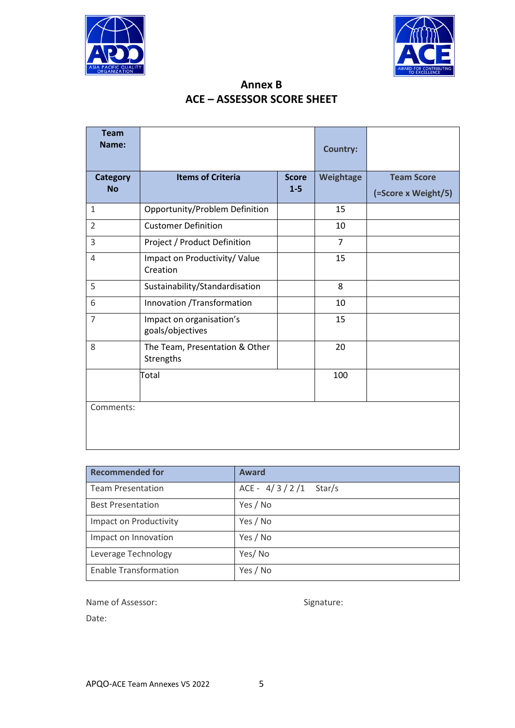## Annex B
## ACE – ASSESSOR SCORE SHEET

| **Team Name:** | | | **Country:** | |
|---|---|---|---|---|
| **Category No** | **Items of Criteria** | **Score 1-5** | **Weightage** | **Team Score (=Score x Weight/5)** |
| 1 | Opportunity/Problem Definition | | 15 | |
| 2 | Customer Definition | | 10 | |
| 3 | Project / Product Definition | | 7 | |
| 4 | Impact on Productivity/ Value Creation | | 15 | |
| 5 | Sustainability/Standardisation | | 8 | |
| 6 | Innovation /Transformation | | 10 | |
| 7 | Impact on organisation's goals/objectives | | 15 | |
| 8 | The Team, Presentation & Other Strengths | | 20 | |
| | Total | | 100 | |
| Comments: | | | | |

| **Recommended for** | **Award** |
|---|---|
| Team Presentation | ACE - 4/ 3 / 2 /1 Star/s |
| Best Presentation | Yes / No |
| Impact on Productivity | Yes / No |
| Impact on Innovation | Yes / No |
| Leverage Technology | Yes/ No |
| Enable Transformation | Yes / No |

Name of Assessor: Signature:

Date: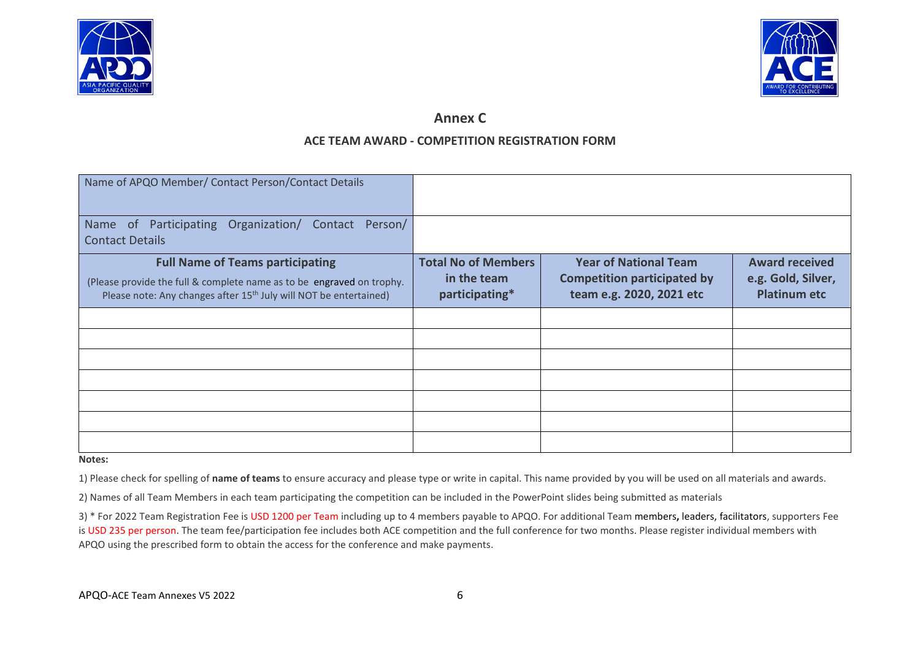## Annex C

### ACE TEAM AWARD - COMPETITION REGISTRATION FORM

| Name of APQO Member/ Contact Person/Contact Details | | | |
|---|---|---|---|
| Name of Participating Organization/ Contact Person/ Contact Details | | | |
| **Full Name of Teams participating** (Please provide the full & complete name as to be engraved on trophy. Please note: Any changes after 15th July will NOT be entertained) | **Total No of Members in the team participating*** | **Year of National Team Competition participated by team e.g. 2020, 2021 etc** | **Award received e.g. Gold, Silver, Platinum etc** |
| | | | |
| | | | |
| | | | |
| | | | |
| | | | |
| | | | |
| | | | |

**Notes:**

1) Please check for spelling of **name of teams** to ensure accuracy and please type or write in capital. This name provided by you will be used on all materials and awards.

2) Names of all Team Members in each team participating the competition can be included in the PowerPoint slides being submitted as materials

3) * For 2022 Team Registration Fee is USD 1200 per Team including up to 4 members payable to APQO. For additional Team members, leaders, facilitators, supporters Fee is USD 235 per person. The team fee/participation fee includes both ACE competition and the full conference for two months. Please register individual members with APQO using the prescribed form to obtain the access for the conference and make payments.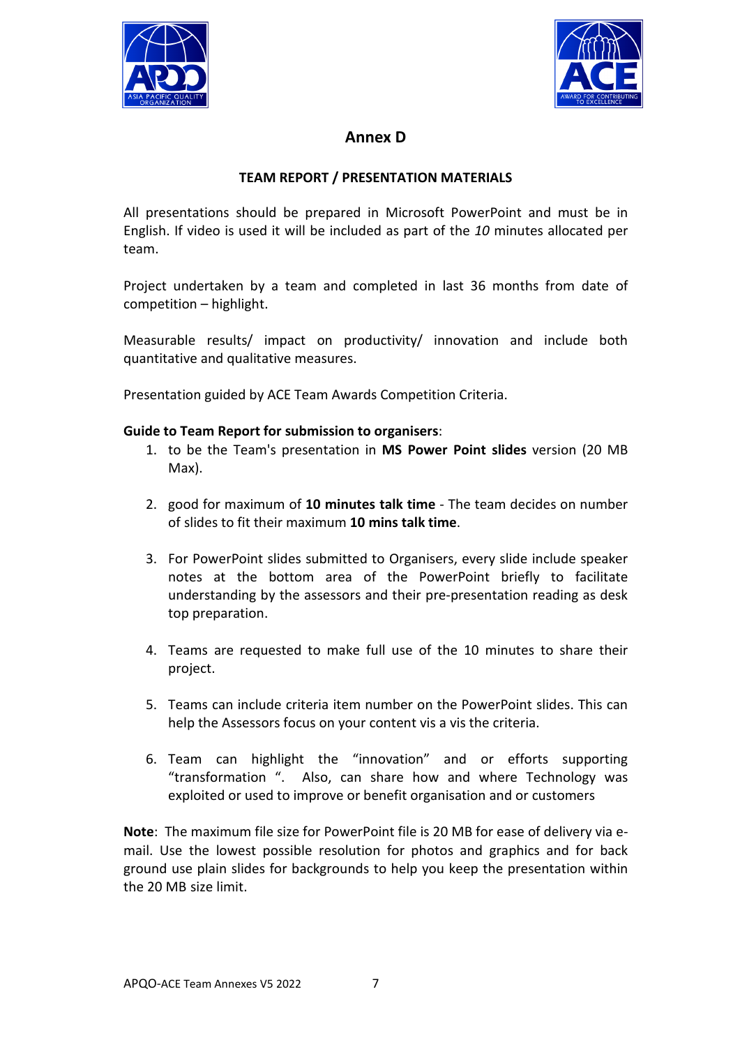# Annex D

## TEAM REPORT / PRESENTATION MATERIALS

All presentations should be prepared in Microsoft PowerPoint and must be in English. If video is used it will be included as part of the *10* minutes allocated per team.

Project undertaken by a team and completed in last 36 months from date of competition – highlight.

Measurable results/ impact on productivity/ innovation and include both quantitative and qualitative measures.

Presentation guided by ACE Team Awards Competition Criteria.

**Guide to Team Report for submission to organisers**:

1. to be the Team's presentation in **MS Power Point slides** version (20 MB Max).

2. good for maximum of **10 minutes talk time** - The team decides on number of slides to fit their maximum **10 mins talk time**.

3. For PowerPoint slides submitted to Organisers, every slide include speaker notes at the bottom area of the PowerPoint briefly to facilitate understanding by the assessors and their pre-presentation reading as desk top preparation.

4. Teams are requested to make full use of the 10 minutes to share their project.

5. Teams can include criteria item number on the PowerPoint slides. This can help the Assessors focus on your content vis a vis the criteria.

6. Team can highlight the "innovation" and or efforts supporting "transformation ". Also, can share how and where Technology was exploited or used to improve or benefit organisation and or customers

**Note**: The maximum file size for PowerPoint file is 20 MB for ease of delivery via e-mail. Use the lowest possible resolution for photos and graphics and for back ground use plain slides for backgrounds to help you keep the presentation within the 20 MB size limit.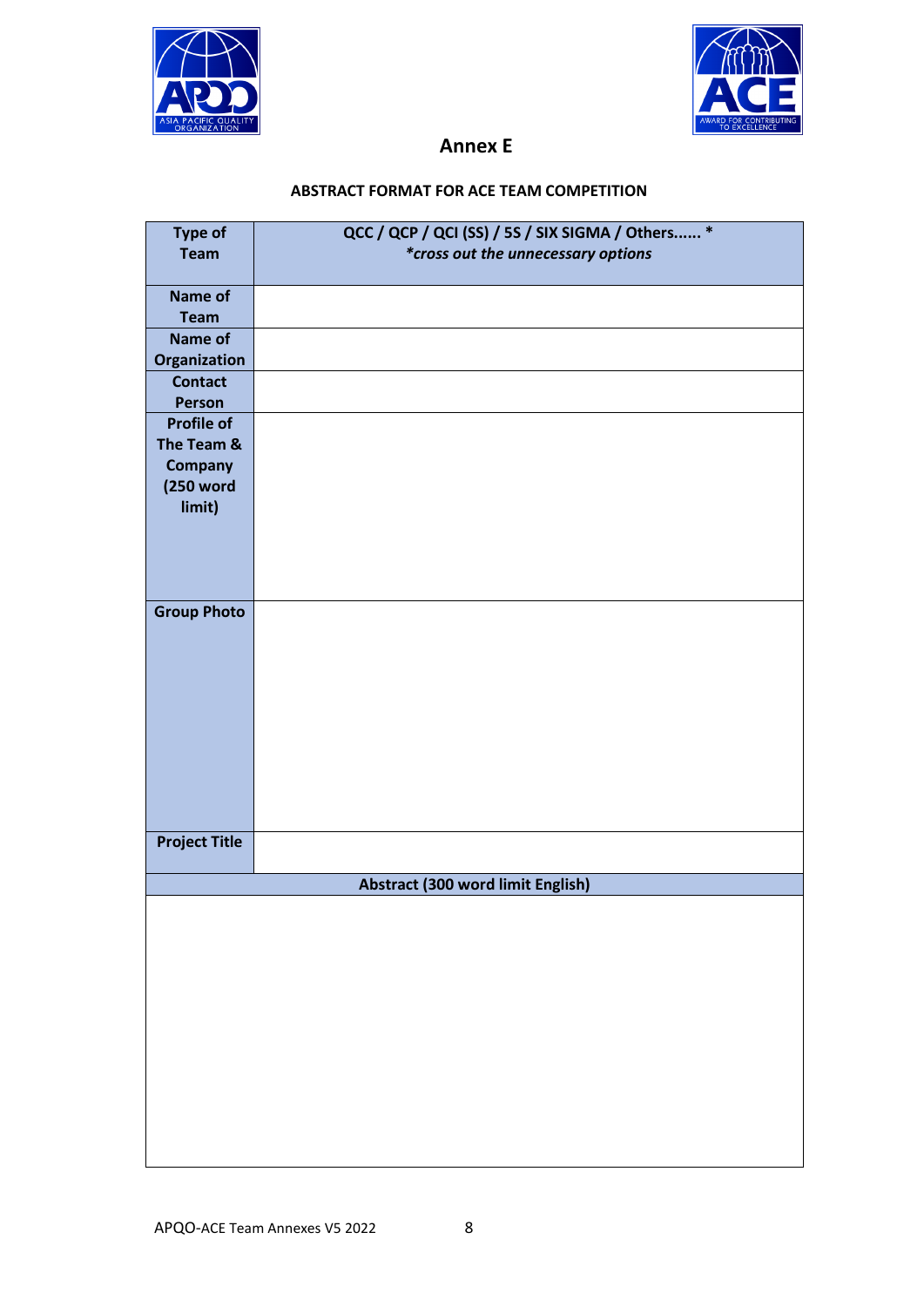## Annex E

**ABSTRACT FORMAT FOR ACE TEAM COMPETITION**

| | |
|---|---|
| **Type of Team** | **QCC / QCP / QCI (SS) / 5S / SIX SIGMA / Others...... \***<br>***cross out the unnecessary options** |
| **Name of Team** | |
| **Name of Organization** | |
| **Contact Person** | |
| **Profile of The Team & Company (250 word limit)** | |
| **Group Photo** | |
| **Project Title** | |
| **Abstract (300 word limit English)** | |
| | |